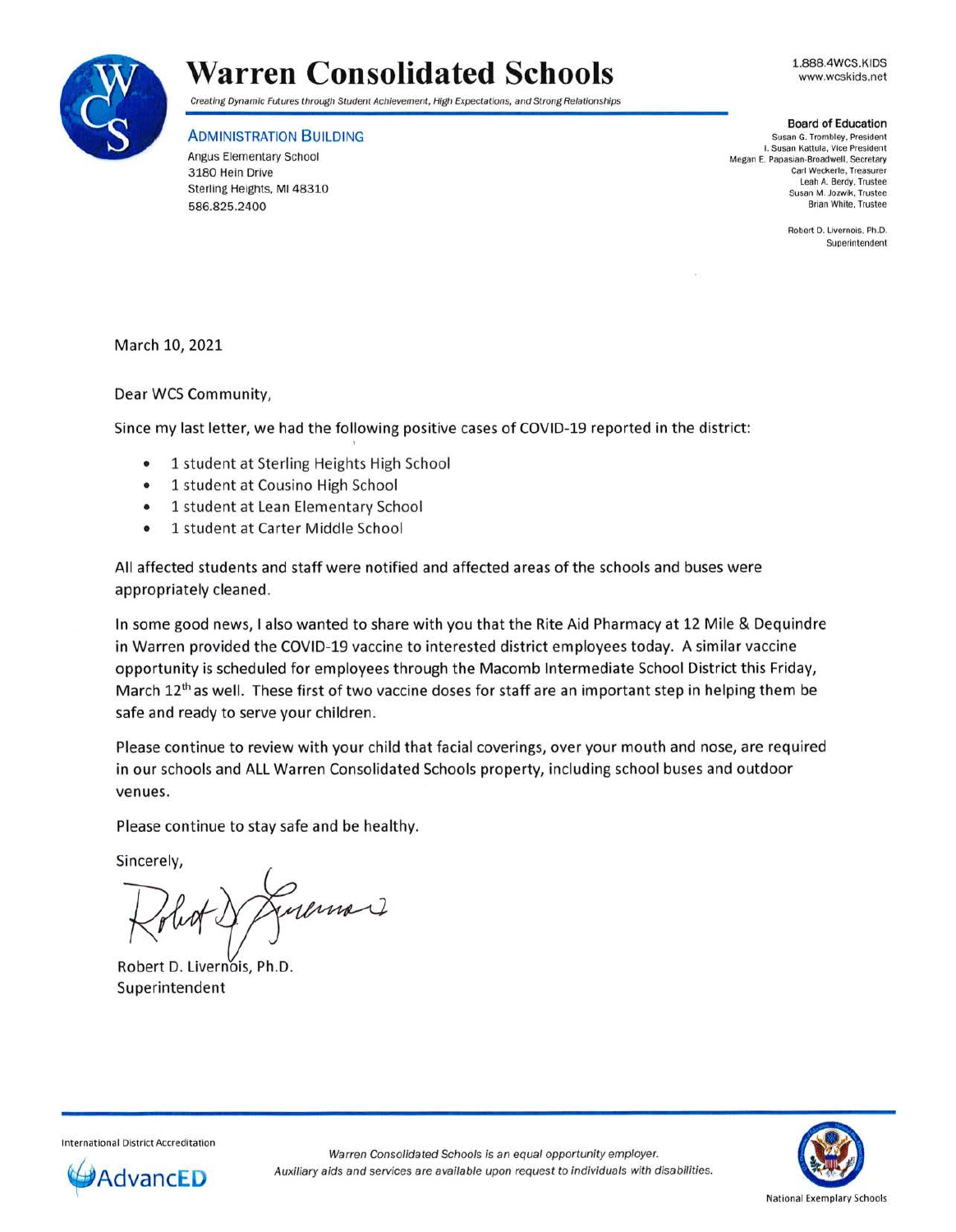# Warren Consolidated Schools

*Creating Dynamic Futures through Student Achievement, High Expectations, and Strong Relationships*

1.888.4WCS.KIDS
www.wcskids.net

**ADMINISTRATION BUILDING**
Angus Elementary School
3180 Hein Drive
Sterling Heights, MI 48310
586.825.2400

**Board of Education**
Susan G. Trombley, President
I. Susan Kattula, Vice President
Megan E. Papasian-Broadwell, Secretary
Carl Weckerle, Treasurer
Leah A. Berdy, Trustee
Susan M. Jozwik, Trustee
Brian White, Trustee

Robert D. Livernois, Ph.D.
Superintendent

March 10, 2021

Dear WCS Community,

Since my last letter, we had the following positive cases of COVID-19 reported in the district:

- 1 student at Sterling Heights High School
- 1 student at Cousino High School
- 1 student at Lean Elementary School
- 1 student at Carter Middle School

All affected students and staff were notified and affected areas of the schools and buses were appropriately cleaned.

In some good news, I also wanted to share with you that the Rite Aid Pharmacy at 12 Mile & Dequindre in Warren provided the COVID-19 vaccine to interested district employees today. A similar vaccine opportunity is scheduled for employees through the Macomb Intermediate School District this Friday, March 12th as well. These first of two vaccine doses for staff are an important step in helping them be safe and ready to serve your children.

Please continue to review with your child that facial coverings, over your mouth and nose, are required in our schools and ALL Warren Consolidated Schools property, including school buses and outdoor venues.

Please continue to stay safe and be healthy.

Sincerely,

Robert D. Livernois, Ph.D.
Superintendent

International District Accreditation
AdvancED

*Warren Consolidated Schools is an equal opportunity employer.*
*Auxiliary aids and services are available upon request to individuals with disabilities.*

National Exemplary Schools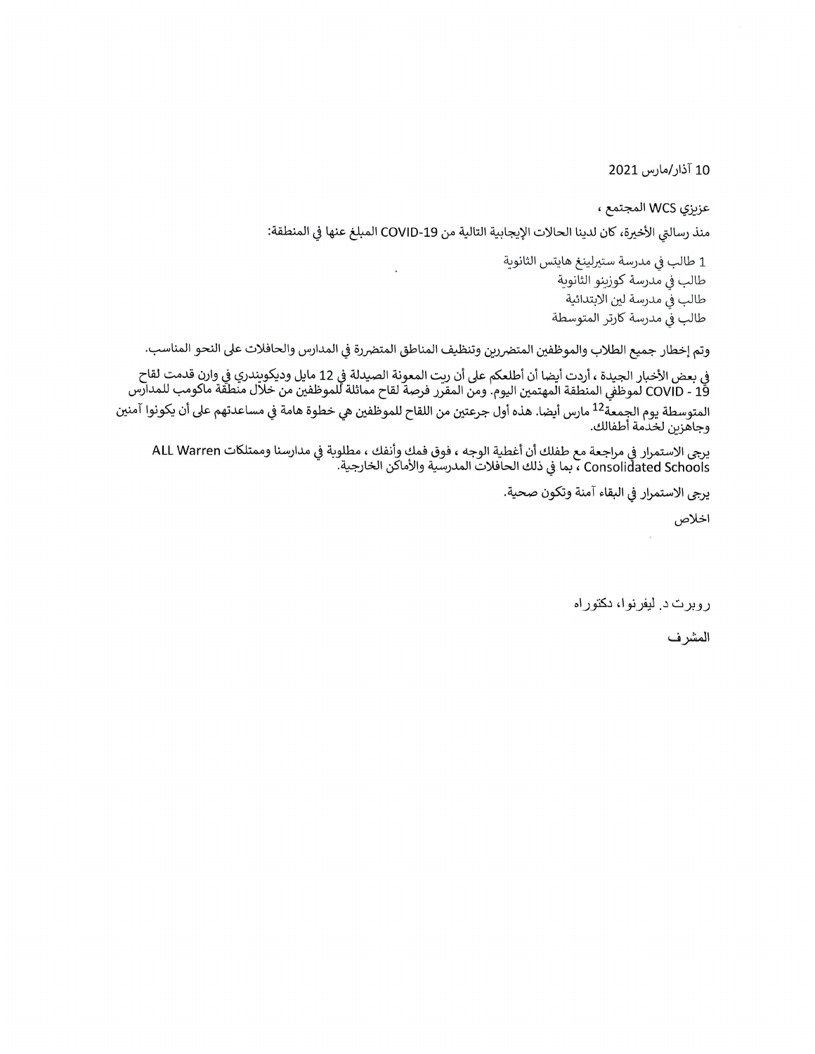10 آذار/مارس 2021

عزيزي WCS المجتمع ،

منذ رسالتي الأخيرة، كان لدينا الحالات الإيجابية التالية من COVID-19 المبلغ عنها في المنطقة:

1 طالب في مدرسة ستيرلينغ هايتس الثانوية
طالب في مدرسة كوزينو الثانوية
طالب في مدرسة لين الابتدائية
طالب في مدرسة كارتر المتوسطة

وتم إخطار جميع الطلاب والموظفين المتضررين وتنظيف المناطق المتضررة في المدارس والحافلات على النحو المناسب.

في بعض الأخبار الجيدة ، أردت أيضا أن أطلعكم على أن ريت المعونة الصيدلة في 12 مايل وديكويندري في وارن قدمت لقاح COVID - 19 لموظفي المنطقة المهتمين اليوم. ومن المقرر فرصة لقاح مماثلة للموظفين من خلال منطقة ماكومب للمدارس المتوسطة يوم الجمعة12 مارس أيضا. هذه أول جرعتين من اللقاح للموظفين هي خطوة هامة في مساعدتهم على أن يكونوا آمنين وجاهزين لخدمة أطفالك.

يرجى الاستمرار في مراجعة مع طفلك أن أغطية الوجه ، فوق فمك وأنفك ، مطلوبة في مدارسنا وممتلكات ALL Warren Consolidated Schools ، بما في ذلك الحافلات المدرسية والأماكن الخارجية.

يرجى الاستمرار في البقاء آمنة وتكون صحية.

اخلاص

روبرت د. ليفرنوا، دكتوراه

المشرف